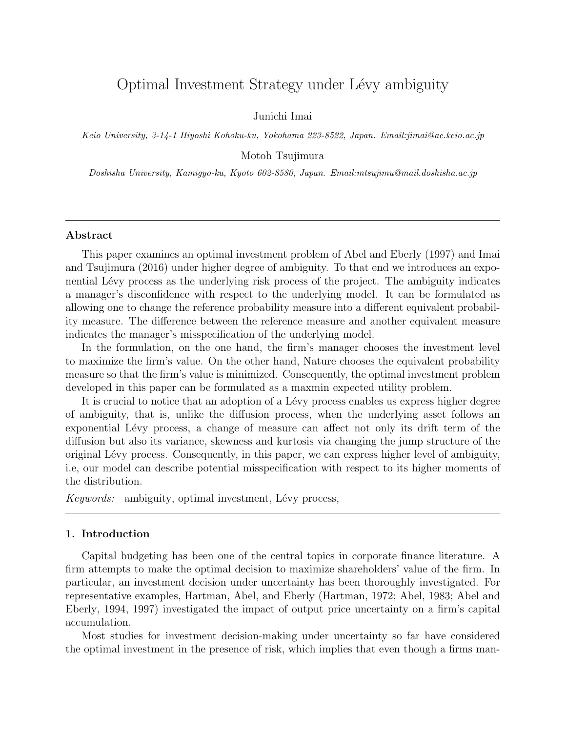# Optimal Investment Strategy under Lévy ambiguity

Junichi Imai

*Keio University, 3-14-1 Hiyoshi Kohoku-ku, Yokohama 223-8522, Japan. Email:jimai@ae.keio.ac.jp*

Motoh Tsujimura

*Doshisha University, Kamigyo-ku, Kyoto 602-8580, Japan. Email:mtsujimu@mail.doshisha.ac.jp*

---

## Abstract

This paper examines an optimal investment problem of Abel and Eberly (1997) and Imai and Tsujimura (2016) under higher degree of ambiguity. To that end we introduces an exponential Lévy process as the underlying risk process of the project. The ambiguity indicates a manager's disconfidence with respect to the underlying model. It can be formulated as allowing one to change the reference probability measure into a different equivalent probability measure. The difference between the reference measure and another equivalent measure indicates the manager's misspecification of the underlying model.

In the formulation, on the one hand, the firm's manager chooses the investment level to maximize the firm's value. On the other hand, Nature chooses the equivalent probability measure so that the firm's value is minimized. Consequently, the optimal investment problem developed in this paper can be formulated as a maxmin expected utility problem.

It is crucial to notice that an adoption of a Lévy process enables us express higher degree of ambiguity, that is, unlike the diffusion process, when the underlying asset follows an exponential Lévy process, a change of measure can affect not only its drift term of the diffusion but also its variance, skewness and kurtosis via changing the jump structure of the original Lévy process. Consequently, in this paper, we can express higher level of ambiguity, i.e, our model can describe potential misspecification with respect to its higher moments of the distribution.

*Keywords:* ambiguity, optimal investment, Lévy process,

---

## 1. Introduction

Capital budgeting has been one of the central topics in corporate finance literature. A firm attempts to make the optimal decision to maximize shareholders' value of the firm. In particular, an investment decision under uncertainty has been thoroughly investigated. For representative examples, Hartman, Abel, and Eberly (Hartman, 1972; Abel, 1983; Abel and Eberly, 1994, 1997) investigated the impact of output price uncertainty on a firm's capital accumulation.

Most studies for investment decision-making under uncertainty so far have considered the optimal investment in the presence of risk, which implies that even though a firms man-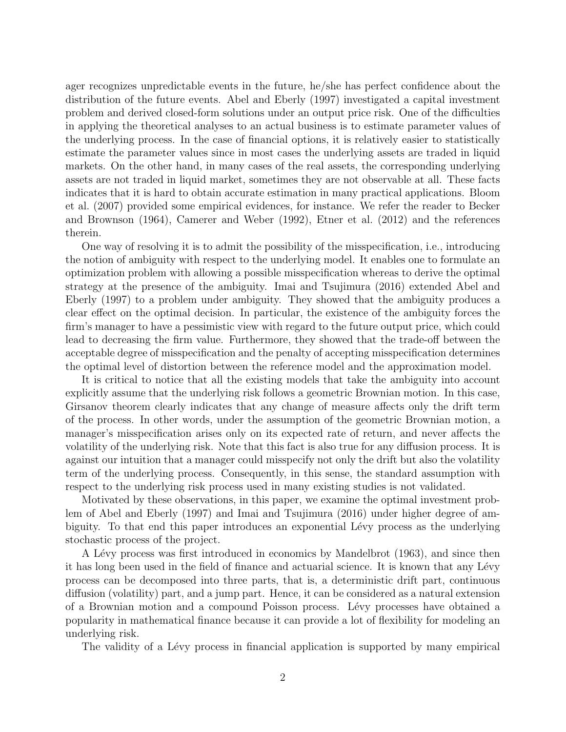ager recognizes unpredictable events in the future, he/she has perfect confidence about the distribution of the future events. Abel and Eberly (1997) investigated a capital investment problem and derived closed-form solutions under an output price risk. One of the difficulties in applying the theoretical analyses to an actual business is to estimate parameter values of the underlying process. In the case of financial options, it is relatively easier to statistically estimate the parameter values since in most cases the underlying assets are traded in liquid markets. On the other hand, in many cases of the real assets, the corresponding underlying assets are not traded in liquid market, sometimes they are not observable at all. These facts indicates that it is hard to obtain accurate estimation in many practical applications. Bloom et al. (2007) provided some empirical evidences, for instance. We refer the reader to Becker and Brownson (1964), Camerer and Weber (1992), Etner et al. (2012) and the references therein.

One way of resolving it is to admit the possibility of the misspecification, i.e., introducing the notion of ambiguity with respect to the underlying model. It enables one to formulate an optimization problem with allowing a possible misspecification whereas to derive the optimal strategy at the presence of the ambiguity. Imai and Tsujimura (2016) extended Abel and Eberly (1997) to a problem under ambiguity. They showed that the ambiguity produces a clear effect on the optimal decision. In particular, the existence of the ambiguity forces the firm's manager to have a pessimistic view with regard to the future output price, which could lead to decreasing the firm value. Furthermore, they showed that the trade-off between the acceptable degree of misspecification and the penalty of accepting misspecification determines the optimal level of distortion between the reference model and the approximation model.

It is critical to notice that all the existing models that take the ambiguity into account explicitly assume that the underlying risk follows a geometric Brownian motion. In this case, Girsanov theorem clearly indicates that any change of measure affects only the drift term of the process. In other words, under the assumption of the geometric Brownian motion, a manager's misspecification arises only on its expected rate of return, and never affects the volatility of the underlying risk. Note that this fact is also true for any diffusion process. It is against our intuition that a manager could misspecify not only the drift but also the volatility term of the underlying process. Consequently, in this sense, the standard assumption with respect to the underlying risk process used in many existing studies is not validated.

Motivated by these observations, in this paper, we examine the optimal investment problem of Abel and Eberly (1997) and Imai and Tsujimura (2016) under higher degree of ambiguity. To that end this paper introduces an exponential Lévy process as the underlying stochastic process of the project.

A Lévy process was first introduced in economics by Mandelbrot (1963), and since then it has long been used in the field of finance and actuarial science. It is known that any Lévy process can be decomposed into three parts, that is, a deterministic drift part, continuous diffusion (volatility) part, and a jump part. Hence, it can be considered as a natural extension of a Brownian motion and a compound Poisson process. Lévy processes have obtained a popularity in mathematical finance because it can provide a lot of flexibility for modeling an underlying risk.

The validity of a Lévy process in financial application is supported by many empirical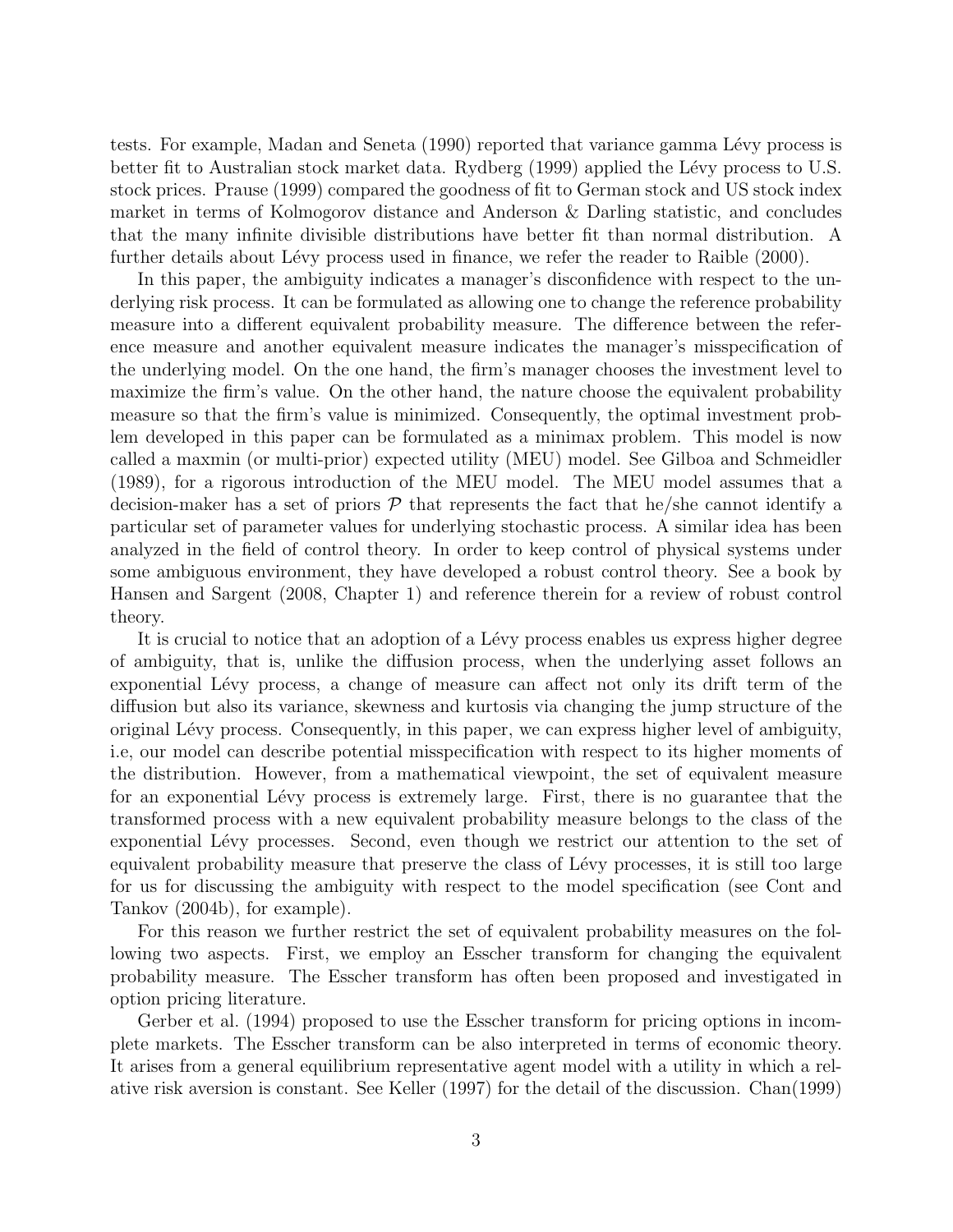tests. For example, Madan and Seneta (1990) reported that variance gamma Lévy process is better fit to Australian stock market data. Rydberg (1999) applied the Lévy process to U.S. stock prices. Prause (1999) compared the goodness of fit to German stock and US stock index market in terms of Kolmogorov distance and Anderson & Darling statistic, and concludes that the many infinite divisible distributions have better fit than normal distribution. A further details about Lévy process used in finance, we refer the reader to Raible (2000).

In this paper, the ambiguity indicates a manager's disconfidence with respect to the underlying risk process. It can be formulated as allowing one to change the reference probability measure into a different equivalent probability measure. The difference between the reference measure and another equivalent measure indicates the manager's misspecification of the underlying model. On the one hand, the firm's manager chooses the investment level to maximize the firm's value. On the other hand, the nature choose the equivalent probability measure so that the firm's value is minimized. Consequently, the optimal investment problem developed in this paper can be formulated as a minimax problem. This model is now called a maxmin (or multi-prior) expected utility (MEU) model. See Gilboa and Schmeidler (1989), for a rigorous introduction of the MEU model. The MEU model assumes that a decision-maker has a set of priors $\mathcal{P}$ that represents the fact that he/she cannot identify a particular set of parameter values for underlying stochastic process. A similar idea has been analyzed in the field of control theory. In order to keep control of physical systems under some ambiguous environment, they have developed a robust control theory. See a book by Hansen and Sargent (2008, Chapter 1) and reference therein for a review of robust control theory.

It is crucial to notice that an adoption of a Lévy process enables us express higher degree of ambiguity, that is, unlike the diffusion process, when the underlying asset follows an exponential Lévy process, a change of measure can affect not only its drift term of the diffusion but also its variance, skewness and kurtosis via changing the jump structure of the original Lévy process. Consequently, in this paper, we can express higher level of ambiguity, i.e, our model can describe potential misspecification with respect to its higher moments of the distribution. However, from a mathematical viewpoint, the set of equivalent measure for an exponential Lévy process is extremely large. First, there is no guarantee that the transformed process with a new equivalent probability measure belongs to the class of the exponential Lévy processes. Second, even though we restrict our attention to the set of equivalent probability measure that preserve the class of Lévy processes, it is still too large for us for discussing the ambiguity with respect to the model specification (see Cont and Tankov (2004b), for example).

For this reason we further restrict the set of equivalent probability measures on the following two aspects. First, we employ an Esscher transform for changing the equivalent probability measure. The Esscher transform has often been proposed and investigated in option pricing literature.

Gerber et al. (1994) proposed to use the Esscher transform for pricing options in incomplete markets. The Esscher transform can be also interpreted in terms of economic theory. It arises from a general equilibrium representative agent model with a utility in which a relative risk aversion is constant. See Keller (1997) for the detail of the discussion. Chan(1999)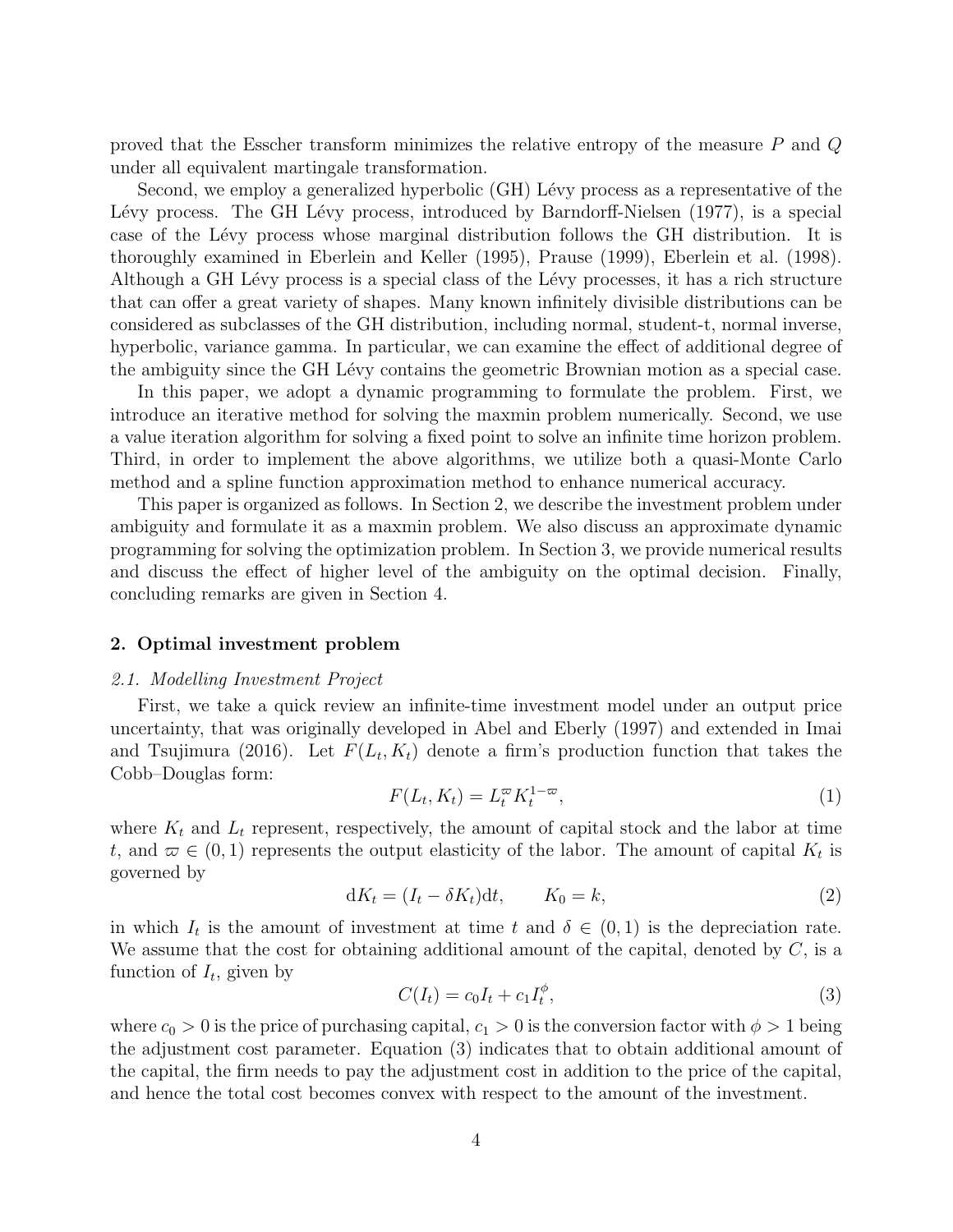proved that the Esscher transform minimizes the relative entropy of the measure $P$ and $Q$ under all equivalent martingale transformation.

Second, we employ a generalized hyperbolic (GH) Lévy process as a representative of the Lévy process. The GH Lévy process, introduced by Barndorff-Nielsen (1977), is a special case of the Lévy process whose marginal distribution follows the GH distribution. It is thoroughly examined in Eberlein and Keller (1995), Prause (1999), Eberlein et al. (1998). Although a GH Lévy process is a special class of the Lévy processes, it has a rich structure that can offer a great variety of shapes. Many known infinitely divisible distributions can be considered as subclasses of the GH distribution, including normal, student-t, normal inverse, hyperbolic, variance gamma. In particular, we can examine the effect of additional degree of the ambiguity since the GH Lévy contains the geometric Brownian motion as a special case.

In this paper, we adopt a dynamic programming to formulate the problem. First, we introduce an iterative method for solving the maxmin problem numerically. Second, we use a value iteration algorithm for solving a fixed point to solve an infinite time horizon problem. Third, in order to implement the above algorithms, we utilize both a quasi-Monte Carlo method and a spline function approximation method to enhance numerical accuracy.

This paper is organized as follows. In Section 2, we describe the investment problem under ambiguity and formulate it as a maxmin problem. We also discuss an approximate dynamic programming for solving the optimization problem. In Section 3, we provide numerical results and discuss the effect of higher level of the ambiguity on the optimal decision. Finally, concluding remarks are given in Section 4.

## 2. Optimal investment problem

### *2.1. Modelling Investment Project*

First, we take a quick review an infinite-time investment model under an output price uncertainty, that was originally developed in Abel and Eberly (1997) and extended in Imai and Tsujimura (2016). Let $F(L_t, K_t)$ denote a firm's production function that takes the Cobb–Douglas form:

$$F(L_t, K_t) = L_t^{\varpi} K_t^{1-\varpi}, \tag{1}$$

where $K_t$ and $L_t$ represent, respectively, the amount of capital stock and the labor at time $t$, and $\varpi \in (0,1)$ represents the output elasticity of the labor. The amount of capital $K_t$ is governed by

$$\mathrm{d}K_t = (I_t - \delta K_t)\mathrm{d}t, \qquad K_0 = k, \tag{2}$$

in which $I_t$ is the amount of investment at time $t$ and $\delta \in (0,1)$ is the depreciation rate. We assume that the cost for obtaining additional amount of the capital, denoted by $C$, is a function of $I_t$, given by

$$C(I_t) = c_0 I_t + c_1 I_t^{\phi}, \tag{3}$$

where $c_0 > 0$ is the price of purchasing capital, $c_1 > 0$ is the conversion factor with $\phi > 1$ being the adjustment cost parameter. Equation (3) indicates that to obtain additional amount of the capital, the firm needs to pay the adjustment cost in addition to the price of the capital, and hence the total cost becomes convex with respect to the amount of the investment.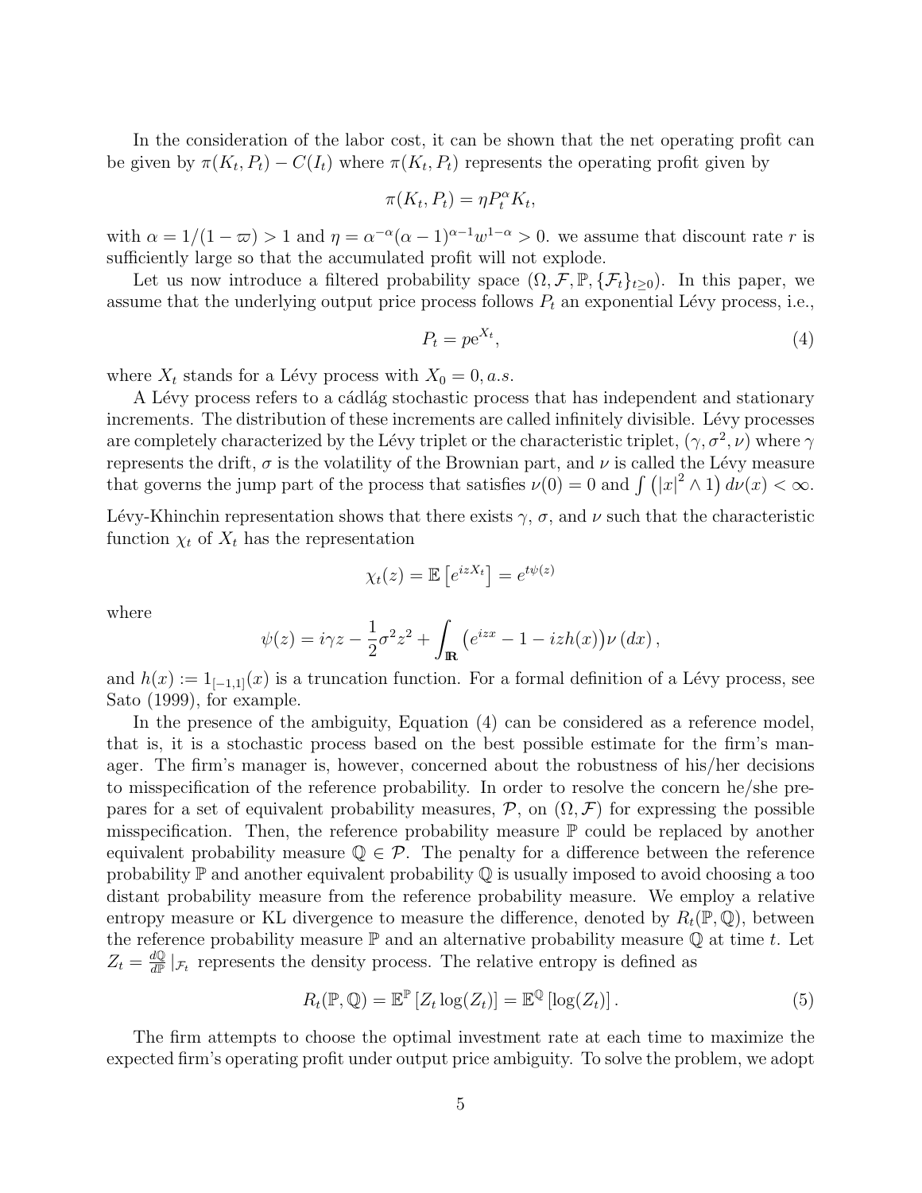In the consideration of the labor cost, it can be shown that the net operating profit can be given by $\pi(K_t, P_t) - C(I_t)$ where $\pi(K_t, P_t)$ represents the operating profit given by

$$\pi(K_t, P_t) = \eta P_t^{\alpha} K_t,$$

with $\alpha = 1/(1-\varpi) > 1$ and $\eta = \alpha^{-\alpha}(\alpha-1)^{\alpha-1}w^{1-\alpha} > 0$. we assume that discount rate $r$ is sufficiently large so that the accumulated profit will not explode.

Let us now introduce a filtered probability space $(\Omega, \mathcal{F}, \mathbb{P}, \{\mathcal{F}_t\}_{t\geq 0})$. In this paper, we assume that the underlying output price process follows $P_t$ an exponential Lévy process, i.e.,

$$P_t = p\mathrm{e}^{X_t}, \tag{4}$$

where $X_t$ stands for a Lévy process with $X_0 = 0, a.s.$

A Lévy process refers to a cádlág stochastic process that has independent and stationary increments. The distribution of these increments are called infinitely divisible. Lévy processes are completely characterized by the Lévy triplet or the characteristic triplet, $(\gamma, \sigma^2, \nu)$ where $\gamma$ represents the drift, $\sigma$ is the volatility of the Brownian part, and $\nu$ is called the Lévy measure that governs the jump part of the process that satisfies $\nu(0) = 0$ and $\int \left(|x|^2 \wedge 1\right) d\nu(x) < \infty$. Lévy-Khinchin representation shows that there exists $\gamma$, $\sigma$, and $\nu$ such that the characteristic function $\chi_t$ of $X_t$ has the representation

$$\chi_t(z) = \mathbb{E}\left[e^{izX_t}\right] = e^{t\psi(z)}$$

where

$$\psi(z) = i\gamma z - \frac{1}{2}\sigma^2 z^2 + \int_{\mathbb{R}} \left(e^{izx} - 1 - izh(x)\right)\nu(dx),$$

and $h(x) := 1_{[-1,1]}(x)$ is a truncation function. For a formal definition of a Lévy process, see Sato (1999), for example.

In the presence of the ambiguity, Equation (4) can be considered as a reference model, that is, it is a stochastic process based on the best possible estimate for the firm's manager. The firm's manager is, however, concerned about the robustness of his/her decisions to misspecification of the reference probability. In order to resolve the concern he/she prepares for a set of equivalent probability measures, $\mathcal{P}$, on $(\Omega, \mathcal{F})$ for expressing the possible misspecification. Then, the reference probability measure $\mathbb{P}$ could be replaced by another equivalent probability measure $\mathbb{Q} \in \mathcal{P}$. The penalty for a difference between the reference probability $\mathbb{P}$ and another equivalent probability $\mathbb{Q}$ is usually imposed to avoid choosing a too distant probability measure from the reference probability measure. We employ a relative entropy measure or KL divergence to measure the difference, denoted by $R_t(\mathbb{P}, \mathbb{Q})$, between the reference probability measure $\mathbb{P}$ and an alternative probability measure $\mathbb{Q}$ at time $t$. Let $Z_t = \frac{d\mathbb{Q}}{d\mathbb{P}}|_{\mathcal{F}_t}$ represents the density process. The relative entropy is defined as

$$R_t(\mathbb{P}, \mathbb{Q}) = \mathbb{E}^{\mathbb{P}}\left[Z_t \log(Z_t)\right] = \mathbb{E}^{\mathbb{Q}}\left[\log(Z_t)\right]. \tag{5}$$

The firm attempts to choose the optimal investment rate at each time to maximize the expected firm's operating profit under output price ambiguity. To solve the problem, we adopt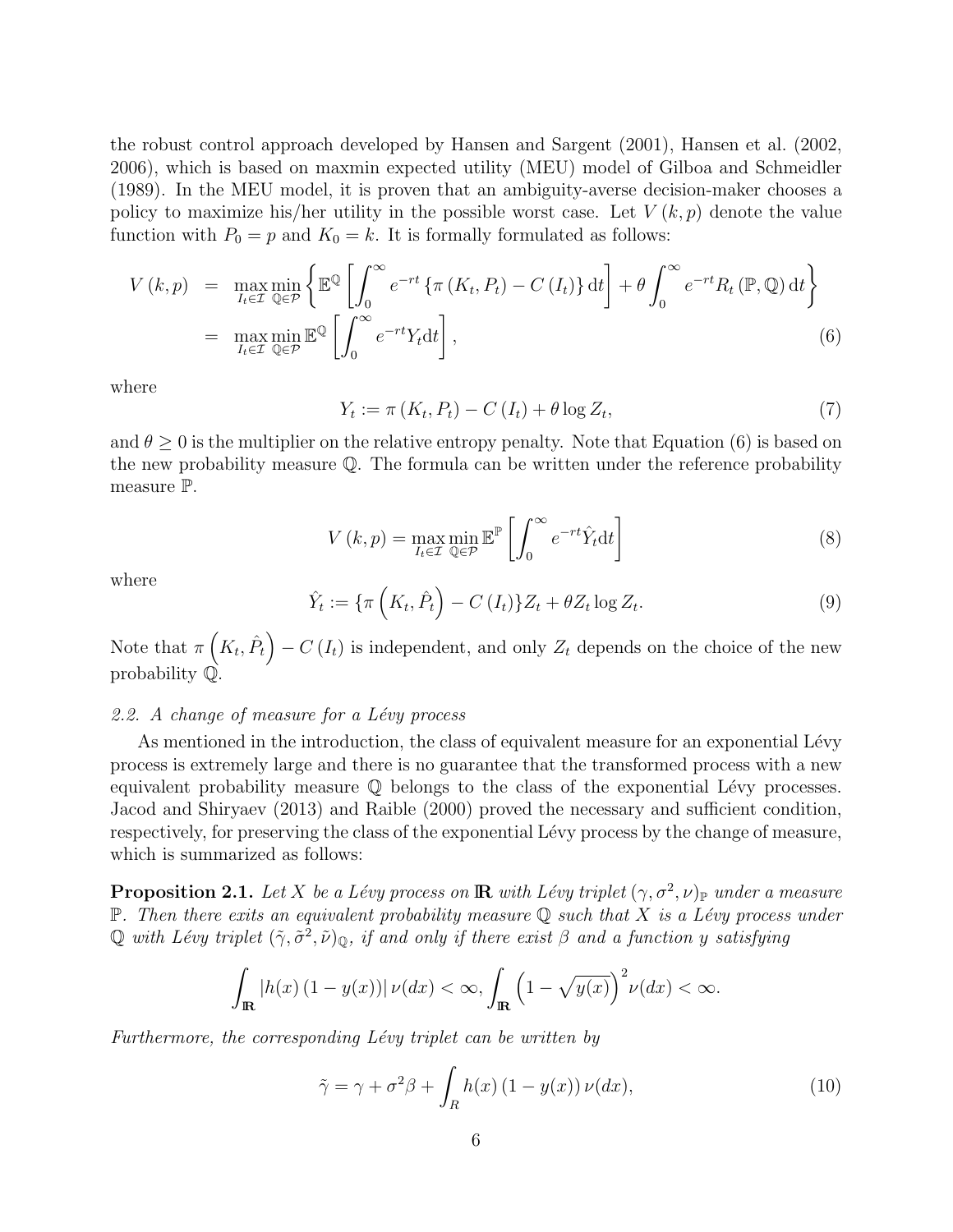the robust control approach developed by Hansen and Sargent (2001), Hansen et al. (2002, 2006), which is based on maxmin expected utility (MEU) model of Gilboa and Schmeidler (1989). In the MEU model, it is proven that an ambiguity-averse decision-maker chooses a policy to maximize his/her utility in the possible worst case. Let $V(k,p)$ denote the value function with $P_0 = p$ and $K_0 = k$. It is formally formulated as follows:

$$
\begin{aligned}
V(k,p) &= \max_{I_t \in \mathcal{I}} \min_{\mathbb{Q} \in \mathcal{P}} \left\{ \mathbb{E}^{\mathbb{Q}} \left[ \int_0^\infty e^{-rt} \left\{ \pi(K_t, P_t) - C(I_t) \right\} \mathrm{d}t \right] + \theta \int_0^\infty e^{-rt} R_t(\mathbb{P}, \mathbb{Q}) \, \mathrm{d}t \right\} \\
&= \max_{I_t \in \mathcal{I}} \min_{\mathbb{Q} \in \mathcal{P}} \mathbb{E}^{\mathbb{Q}} \left[ \int_0^\infty e^{-rt} Y_t \mathrm{d}t \right], \qquad (6)
\end{aligned}
$$

where

$$
Y_t := \pi(K_t, P_t) - C(I_t) + \theta \log Z_t, \qquad (7)
$$

and $\theta \geq 0$ is the multiplier on the relative entropy penalty. Note that Equation (6) is based on the new probability measure $\mathbb{Q}$. The formula can be written under the reference probability measure $\mathbb{P}$.

$$
V(k,p) = \max_{I_t \in \mathcal{I}} \min_{\mathbb{Q} \in \mathcal{P}} \mathbb{E}^{\mathbb{P}} \left[ \int_0^\infty e^{-rt} \hat{Y}_t \mathrm{d}t \right] \qquad (8)
$$

where

$$
\hat{Y}_t := \{\pi\left(K_t, \hat{P}_t\right) - C(I_t)\} Z_t + \theta Z_t \log Z_t. \qquad (9)
$$

Note that $\pi\left(K_t, \hat{P}_t\right) - C(I_t)$ is independent, and only $Z_t$ depends on the choice of the new probability $\mathbb{Q}$.

*2.2. A change of measure for a Lévy process*

As mentioned in the introduction, the class of equivalent measure for an exponential Lévy process is extremely large and there is no guarantee that the transformed process with a new equivalent probability measure $\mathbb{Q}$ belongs to the class of the exponential Lévy processes. Jacod and Shiryaev (2013) and Raible (2000) proved the necessary and sufficient condition, respectively, for preserving the class of the exponential Lévy process by the change of measure, which is summarized as follows:

**Proposition 2.1.** *Let $X$ be a Lévy process on $\mathbb{R}$ with Lévy triplet $(\gamma, \sigma^2, \nu)_{\mathbb{P}}$ under a measure $\mathbb{P}$. Then there exits an equivalent probability measure $\mathbb{Q}$ such that $X$ is a Lévy process under $\mathbb{Q}$ with Lévy triplet $(\tilde{\gamma}, \tilde{\sigma}^2, \tilde{\nu})_{\mathbb{Q}}$, if and only if there exist $\beta$ and a function $y$ satisfying*

$$
\int_{\mathbb{R}} |h(x)(1 - y(x))| \, \nu(dx) < \infty, \int_{\mathbb{R}} \left(1 - \sqrt{y(x)}\right)^2 \nu(dx) < \infty.
$$

*Furthermore, the corresponding Lévy triplet can be written by*

$$
\tilde{\gamma} = \gamma + \sigma^2 \beta + \int_R h(x)(1 - y(x)) \, \nu(dx), \qquad (10)
$$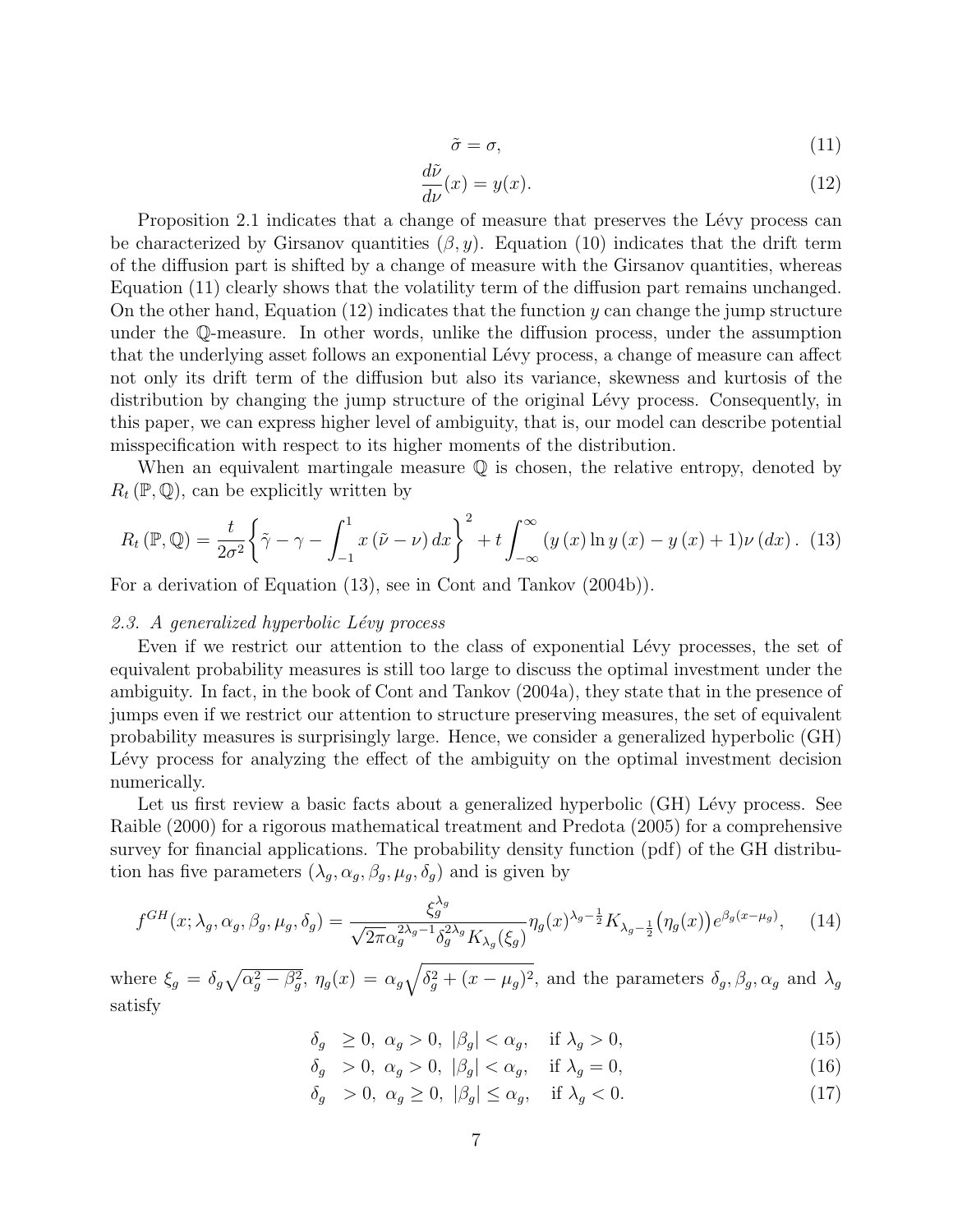$$\tilde{\sigma} = \sigma, \tag{11}$$

$$\frac{d\tilde{\nu}}{d\nu}(x) = y(x). \tag{12}$$

Proposition 2.1 indicates that a change of measure that preserves the Lévy process can be characterized by Girsanov quantities $(\beta, y)$. Equation (10) indicates that the drift term of the diffusion part is shifted by a change of measure with the Girsanov quantities, whereas Equation (11) clearly shows that the volatility term of the diffusion part remains unchanged. On the other hand, Equation (12) indicates that the function $y$ can change the jump structure under the $\mathbb{Q}$-measure. In other words, unlike the diffusion process, under the assumption that the underlying asset follows an exponential Lévy process, a change of measure can affect not only its drift term of the diffusion but also its variance, skewness and kurtosis of the distribution by changing the jump structure of the original Lévy process. Consequently, in this paper, we can express higher level of ambiguity, that is, our model can describe potential misspecification with respect to its higher moments of the distribution.

When an equivalent martingale measure $\mathbb{Q}$ is chosen, the relative entropy, denoted by $R_t(\mathbb{P}, \mathbb{Q})$, can be explicitly written by

$$R_t(\mathbb{P}, \mathbb{Q}) = \frac{t}{2\sigma^2}\left\{\tilde{\gamma} - \gamma - \int_{-1}^{1} x\left(\tilde{\nu} - \nu\right)dx\right\}^2 + t\int_{-\infty}^{\infty}\left(y(x)\ln y(x) - y(x) + 1\right)\nu(dx). \tag{13}$$

For a derivation of Equation (13), see in Cont and Tankov (2004b)).

### *2.3. A generalized hyperbolic Lévy process*

Even if we restrict our attention to the class of exponential Lévy processes, the set of equivalent probability measures is still too large to discuss the optimal investment under the ambiguity. In fact, in the book of Cont and Tankov (2004a), they state that in the presence of jumps even if we restrict our attention to structure preserving measures, the set of equivalent probability measures is surprisingly large. Hence, we consider a generalized hyperbolic (GH) Lévy process for analyzing the effect of the ambiguity on the optimal investment decision numerically.

Let us first review a basic facts about a generalized hyperbolic (GH) Lévy process. See Raible (2000) for a rigorous mathematical treatment and Predota (2005) for a comprehensive survey for financial applications. The probability density function (pdf) of the GH distribution has five parameters $(\lambda_g, \alpha_g, \beta_g, \mu_g, \delta_g)$ and is given by

$$f^{GH}(x; \lambda_g, \alpha_g, \beta_g, \mu_g, \delta_g) = \frac{\xi_g^{\lambda_g}}{\sqrt{2\pi}\alpha_g^{2\lambda_g - 1}\delta_g^{2\lambda_g}K_{\lambda_g}(\xi_g)}\eta_g(x)^{\lambda_g - \frac{1}{2}}K_{\lambda_g - \frac{1}{2}}\big(\eta_g(x)\big)e^{\beta_g(x-\mu_g)}, \tag{14}$$

where $\xi_g = \delta_g\sqrt{\alpha_g^2 - \beta_g^2}$, $\eta_g(x) = \alpha_g\sqrt{\delta_g^2 + (x-\mu_g)^2}$, and the parameters $\delta_g, \beta_g, \alpha_g$ and $\lambda_g$ satisfy

$$\delta_g \geq 0,\ \alpha_g > 0,\ |\beta_g| < \alpha_g, \quad \text{if } \lambda_g > 0, \tag{15}$$

$$\delta_g > 0,\ \alpha_g > 0,\ |\beta_g| < \alpha_g, \quad \text{if } \lambda_g = 0, \tag{16}$$

$$\delta_g > 0,\ \alpha_g \geq 0,\ |\beta_g| \leq \alpha_g, \quad \text{if } \lambda_g < 0. \tag{17}$$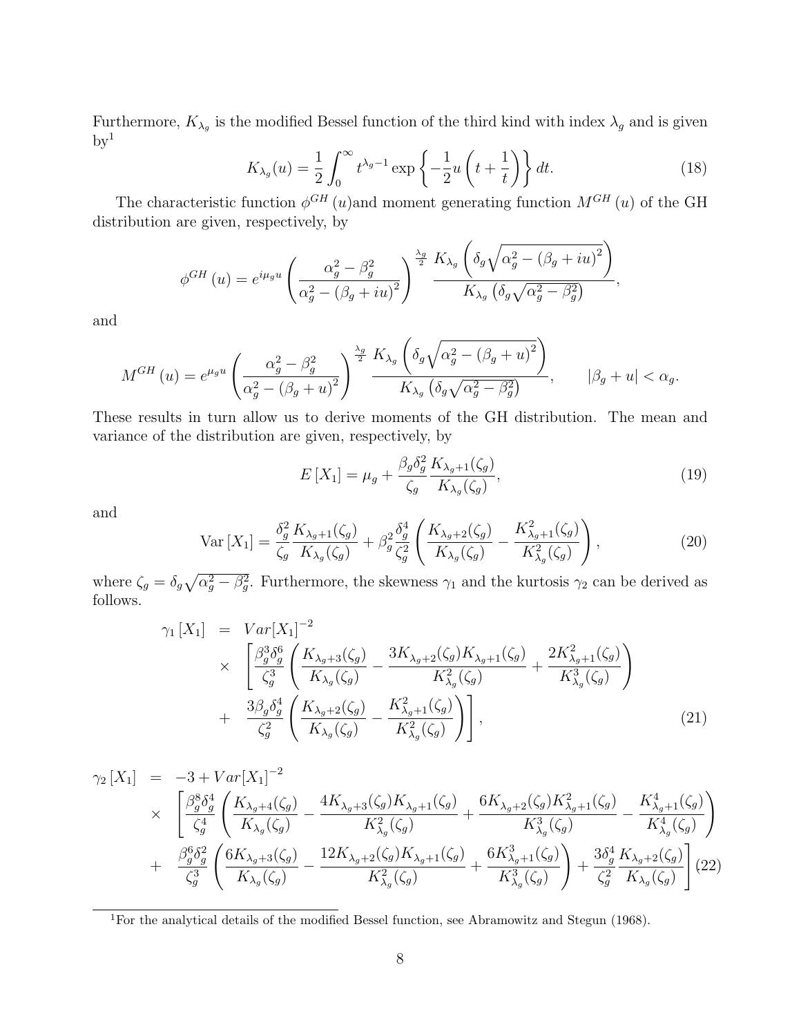Furthermore, $K_{\lambda_g}$ is the modified Bessel function of the third kind with index $\lambda_g$ and is given by[1]

$$K_{\lambda_g}(u) = \frac{1}{2}\int_0^\infty t^{\lambda_g - 1}\exp\left\{-\frac{1}{2}u\left(t + \frac{1}{t}\right)\right\}dt. \tag{18}$$

The characteristic function $\phi^{GH}(u)$and moment generating function $M^{GH}(u)$ of the GH distribution are given, respectively, by

$$\phi^{GH}(u) = e^{i\mu_g u}\left(\frac{\alpha_g^2 - \beta_g^2}{\alpha_g^2 - (\beta_g + iu)^2}\right)^{\frac{\lambda_g}{2}} \frac{K_{\lambda_g}\left(\delta_g\sqrt{\alpha_g^2 - (\beta_g + iu)^2}\right)}{K_{\lambda_g}\left(\delta_g\sqrt{\alpha_g^2 - \beta_g^2}\right)},$$

and

$$M^{GH}(u) = e^{\mu_g u}\left(\frac{\alpha_g^2 - \beta_g^2}{\alpha_g^2 - (\beta_g + u)^2}\right)^{\frac{\lambda_g}{2}} \frac{K_{\lambda_g}\left(\delta_g\sqrt{\alpha_g^2 - (\beta_g + u)^2}\right)}{K_{\lambda_g}\left(\delta_g\sqrt{\alpha_g^2 - \beta_g^2}\right)}, \qquad |\beta_g + u| < \alpha_g.$$

These results in turn allow us to derive moments of the GH distribution. The mean and variance of the distribution are given, respectively, by

$$E[X_1] = \mu_g + \frac{\beta_g\delta_g^2}{\zeta_g}\frac{K_{\lambda_g+1}(\zeta_g)}{K_{\lambda_g}(\zeta_g)}, \tag{19}$$

and

$$\mathrm{Var}[X_1] = \frac{\delta_g^2}{\zeta_g}\frac{K_{\lambda_g+1}(\zeta_g)}{K_{\lambda_g}(\zeta_g)} + \beta_g^2\frac{\delta_g^4}{\zeta_g^2}\left(\frac{K_{\lambda_g+2}(\zeta_g)}{K_{\lambda_g}(\zeta_g)} - \frac{K_{\lambda_g+1}^2(\zeta_g)}{K_{\lambda_g}^2(\zeta_g)}\right), \tag{20}$$

where $\zeta_g = \delta_g\sqrt{\alpha_g^2 - \beta_g^2}$. Furthermore, the skewness $\gamma_1$ and the kurtosis $\gamma_2$ can be derived as follows.

$$\begin{aligned}
\gamma_1[X_1] &= Var[X_1]^{-2} \\
&\times \left[\frac{\beta_g^3\delta_g^6}{\zeta_g^3}\left(\frac{K_{\lambda_g+3}(\zeta_g)}{K_{\lambda_g}(\zeta_g)} - \frac{3K_{\lambda_g+2}(\zeta_g)K_{\lambda_g+1}(\zeta_g)}{K_{\lambda_g}^2(\zeta_g)} + \frac{2K_{\lambda_g+1}^2(\zeta_g)}{K_{\lambda_g}^3(\zeta_g)}\right)\right. \\
&+ \left.\frac{3\beta_g\delta_g^4}{\zeta_g^2}\left(\frac{K_{\lambda_g+2}(\zeta_g)}{K_{\lambda_g}(\zeta_g)} - \frac{K_{\lambda_g+1}^2(\zeta_g)}{K_{\lambda_g}^2(\zeta_g)}\right)\right],
\end{aligned} \tag{21}$$

$$\begin{aligned}
\gamma_2[X_1] &= -3 + Var[X_1]^{-2} \\
&\times \left[\frac{\beta_g^8\delta_g^4}{\zeta_g^4}\left(\frac{K_{\lambda_g+4}(\zeta_g)}{K_{\lambda_g}(\zeta_g)} - \frac{4K_{\lambda_g+3}(\zeta_g)K_{\lambda_g+1}(\zeta_g)}{K_{\lambda_g}^2(\zeta_g)} + \frac{6K_{\lambda_g+2}(\zeta_g)K_{\lambda_g+1}^2(\zeta_g)}{K_{\lambda_g}^3(\zeta_g)} - \frac{K_{\lambda_g+1}^4(\zeta_g)}{K_{\lambda_g}^4(\zeta_g)}\right)\right. \\
&+ \left.\frac{\beta_g^6\delta_g^2}{\zeta_g^3}\left(\frac{6K_{\lambda_g+3}(\zeta_g)}{K_{\lambda_g}(\zeta_g)} - \frac{12K_{\lambda_g+2}(\zeta_g)K_{\lambda_g+1}(\zeta_g)}{K_{\lambda_g}^2(\zeta_g)} + \frac{6K_{\lambda_g+1}^3(\zeta_g)}{K_{\lambda_g}^3(\zeta_g)}\right) + \frac{3\delta_g^4}{\zeta_g^2}\frac{K_{\lambda_g+2}(\zeta_g)}{K_{\lambda_g}(\zeta_g)}\right]
\end{aligned} \tag{22}$$

[1] For the analytical details of the modified Bessel function, see Abramowitz and Stegun (1968).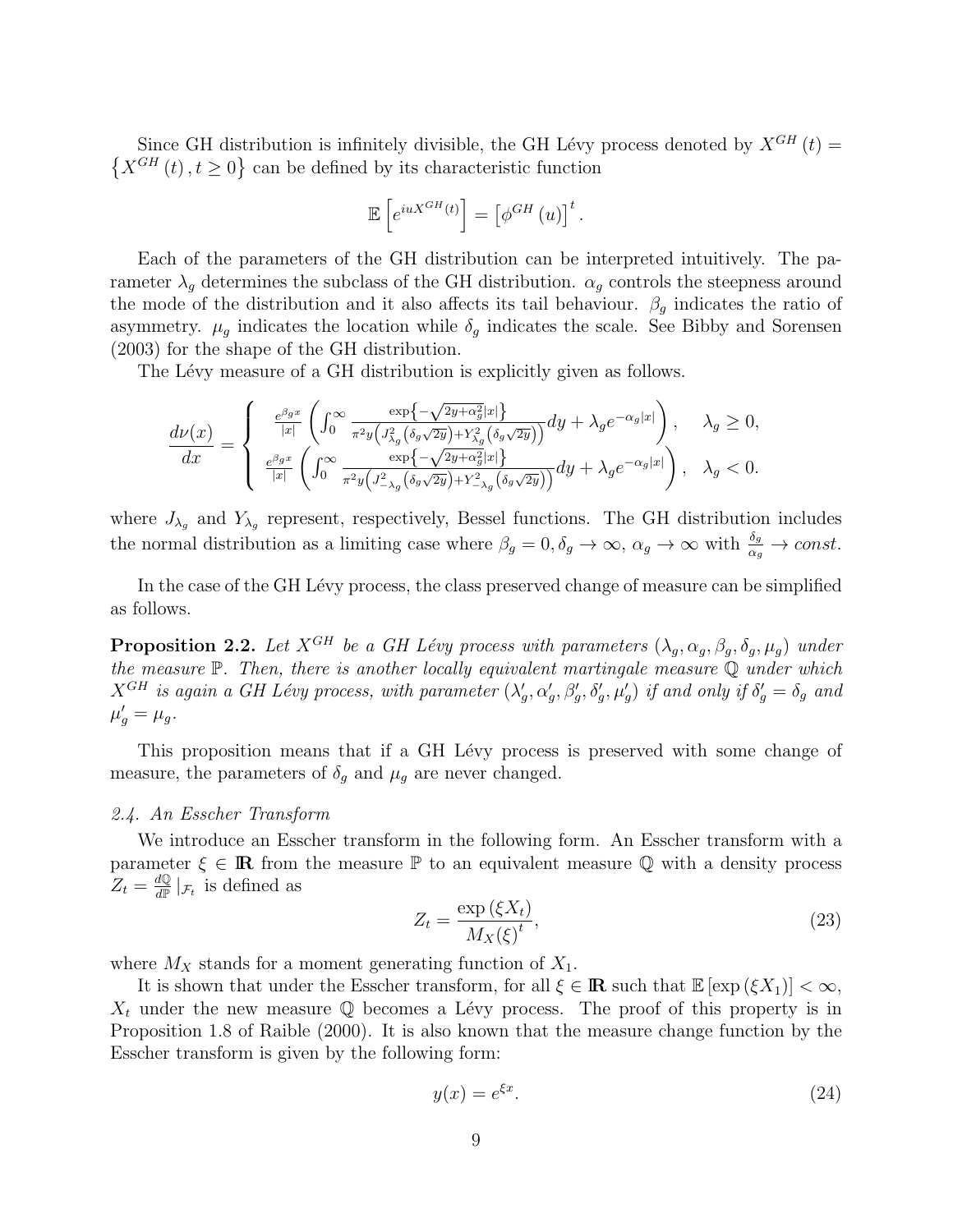Since GH distribution is infinitely divisible, the GH Lévy process denoted by $X^{GH}(t) = \left\{X^{GH}(t), t \geq 0\right\}$ can be defined by its characteristic function

$$\mathbb{E}\left[e^{iuX^{GH}(t)}\right] = \left[\phi^{GH}(u)\right]^{t}.$$

Each of the parameters of the GH distribution can be interpreted intuitively. The parameter $\lambda_g$ determines the subclass of the GH distribution. $\alpha_g$ controls the steepness around the mode of the distribution and it also affects its tail behaviour. $\beta_g$ indicates the ratio of asymmetry. $\mu_g$ indicates the location while $\delta_g$ indicates the scale. See Bibby and Sorensen (2003) for the shape of the GH distribution.

The Lévy measure of a GH distribution is explicitly given as follows.

$$\frac{d\nu(x)}{dx} = \begin{cases} \frac{e^{\beta_g x}}{|x|}\left(\int_0^\infty \frac{\exp\left\{-\sqrt{2y+\alpha_g^2}|x|\right\}}{\pi^2 y\left(J_{\lambda_g}^2\left(\delta_g\sqrt{2y}\right)+Y_{\lambda_g}^2\left(\delta_g\sqrt{2y}\right)\right)}dy + \lambda_g e^{-\alpha_g|x|}\right), & \lambda_g \geq 0, \\ \frac{e^{\beta_g x}}{|x|}\left(\int_0^\infty \frac{\exp\left\{-\sqrt{2y+\alpha_g^2}|x|\right\}}{\pi^2 y\left(J_{-\lambda_g}^2\left(\delta_g\sqrt{2y}\right)+Y_{-\lambda_g}^2\left(\delta_g\sqrt{2y}\right)\right)}dy + \lambda_g e^{-\alpha_g|x|}\right), & \lambda_g < 0. \end{cases}$$

where $J_{\lambda_g}$ and $Y_{\lambda_g}$ represent, respectively, Bessel functions. The GH distribution includes the normal distribution as a limiting case where $\beta_g = 0, \delta_g \to \infty$, $\alpha_g \to \infty$ with $\frac{\delta_g}{\alpha_g} \to const.$

In the case of the GH Lévy process, the class preserved change of measure can be simplified as follows.

**Proposition 2.2.** *Let $X^{GH}$ be a GH Lévy process with parameters $(\lambda_g, \alpha_g, \beta_g, \delta_g, \mu_g)$ under the measure $\mathbb{P}$. Then, there is another locally equivalent martingale measure $\mathbb{Q}$ under which $X^{GH}$ is again a GH Lévy process, with parameter $(\lambda_g', \alpha_g', \beta_g', \delta_g', \mu_g')$ if and only if $\delta_g' = \delta_g$ and $\mu_g' = \mu_g$.*

This proposition means that if a GH Lévy process is preserved with some change of measure, the parameters of $\delta_g$ and $\mu_g$ are never changed.

### *2.4. An Esscher Transform*

We introduce an Esscher transform in the following form. An Esscher transform with a parameter $\xi \in \mathbb{R}$ from the measure $\mathbb{P}$ to an equivalent measure $\mathbb{Q}$ with a density process $Z_t = \frac{d\mathbb{Q}}{d\mathbb{P}}|_{\mathcal{F}_t}$ is defined as

$$Z_t = \frac{\exp(\xi X_t)}{M_X(\xi)^t}, \tag{23}$$

where $M_X$ stands for a moment generating function of $X_1$.

It is shown that under the Esscher transform, for all $\xi \in \mathbb{R}$ such that $\mathbb{E}[\exp(\xi X_1)] < \infty$, $X_t$ under the new measure $\mathbb{Q}$ becomes a Lévy process. The proof of this property is in Proposition 1.8 of Raible (2000). It is also known that the measure change function by the Esscher transform is given by the following form:

$$y(x) = e^{\xi x}. \tag{24}$$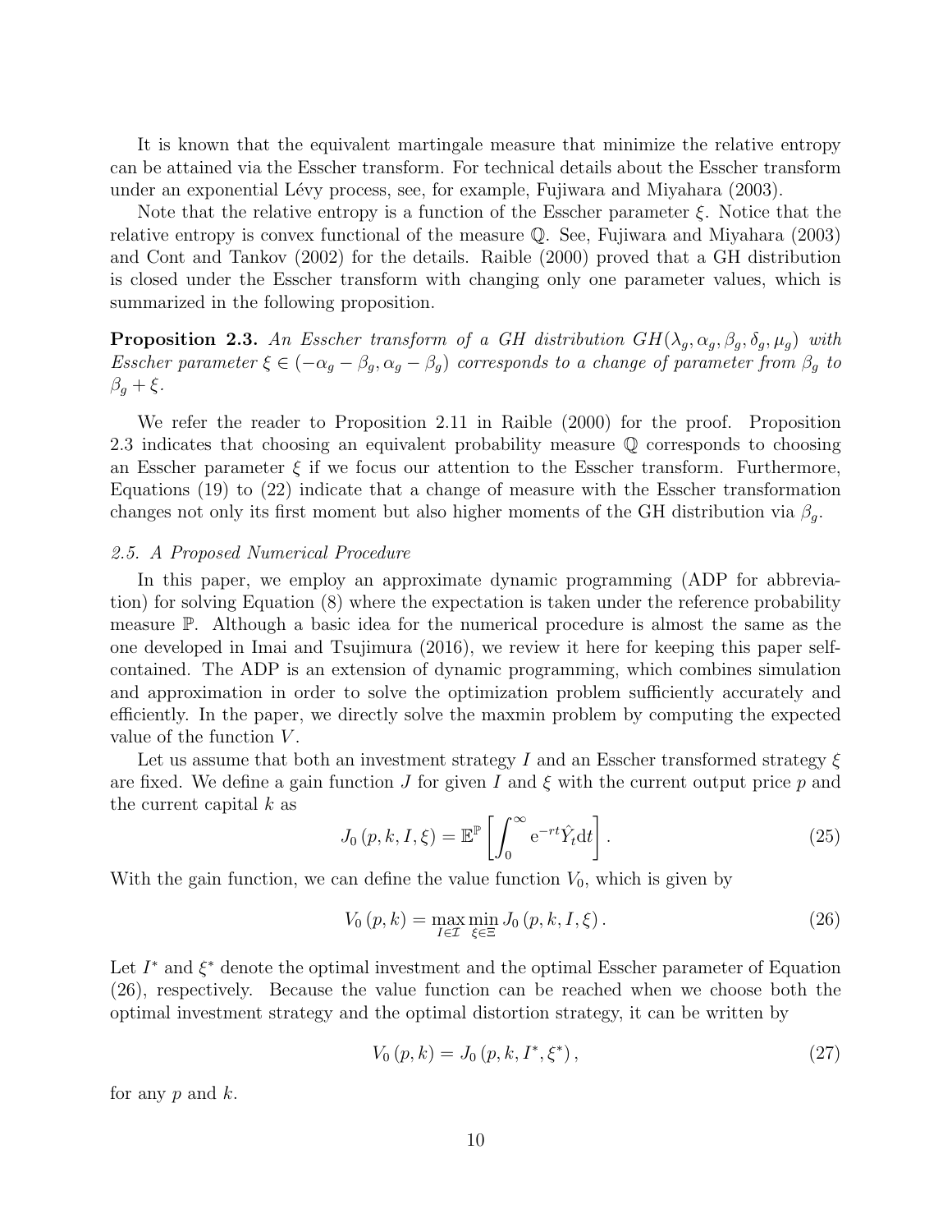It is known that the equivalent martingale measure that minimize the relative entropy can be attained via the Esscher transform. For technical details about the Esscher transform under an exponential Lévy process, see, for example, Fujiwara and Miyahara (2003).

Note that the relative entropy is a function of the Esscher parameter $\xi$. Notice that the relative entropy is convex functional of the measure $\mathbb{Q}$. See, Fujiwara and Miyahara (2003) and Cont and Tankov (2002) for the details. Raible (2000) proved that a GH distribution is closed under the Esscher transform with changing only one parameter values, which is summarized in the following proposition.

**Proposition 2.3.** *An Esscher transform of a GH distribution $GH(\lambda_g, \alpha_g, \beta_g, \delta_g, \mu_g)$ with Esscher parameter $\xi \in (-\alpha_g - \beta_g, \alpha_g - \beta_g)$ corresponds to a change of parameter from $\beta_g$ to $\beta_g + \xi$.*

We refer the reader to Proposition 2.11 in Raible (2000) for the proof. Proposition 2.3 indicates that choosing an equivalent probability measure $\mathbb{Q}$ corresponds to choosing an Esscher parameter $\xi$ if we focus our attention to the Esscher transform. Furthermore, Equations (19) to (22) indicate that a change of measure with the Esscher transformation changes not only its first moment but also higher moments of the GH distribution via $\beta_g$.

### *2.5. A Proposed Numerical Procedure*

In this paper, we employ an approximate dynamic programming (ADP for abbreviation) for solving Equation (8) where the expectation is taken under the reference probability measure $\mathbb{P}$. Although a basic idea for the numerical procedure is almost the same as the one developed in Imai and Tsujimura (2016), we review it here for keeping this paper self-contained. The ADP is an extension of dynamic programming, which combines simulation and approximation in order to solve the optimization problem sufficiently accurately and efficiently. In the paper, we directly solve the maxmin problem by computing the expected value of the function $V$.

Let us assume that both an investment strategy $I$ and an Esscher transformed strategy $\xi$ are fixed. We define a gain function $J$ for given $I$ and $\xi$ with the current output price $p$ and the current capital $k$ as

$$J_0(p, k, I, \xi) = \mathbb{E}^{\mathbb{P}}\left[\int_0^\infty \mathrm{e}^{-rt}\hat{Y}_t \mathrm{d}t\right]. \tag{25}$$

With the gain function, we can define the value function $V_0$, which is given by

$$V_0(p, k) = \max_{I \in \mathcal{I}} \min_{\xi \in \Xi} J_0(p, k, I, \xi). \tag{26}$$

Let $I^*$ and $\xi^*$ denote the optimal investment and the optimal Esscher parameter of Equation (26), respectively. Because the value function can be reached when we choose both the optimal investment strategy and the optimal distortion strategy, it can be written by

$$V_0(p, k) = J_0(p, k, I^*, \xi^*), \tag{27}$$

for any $p$ and $k$.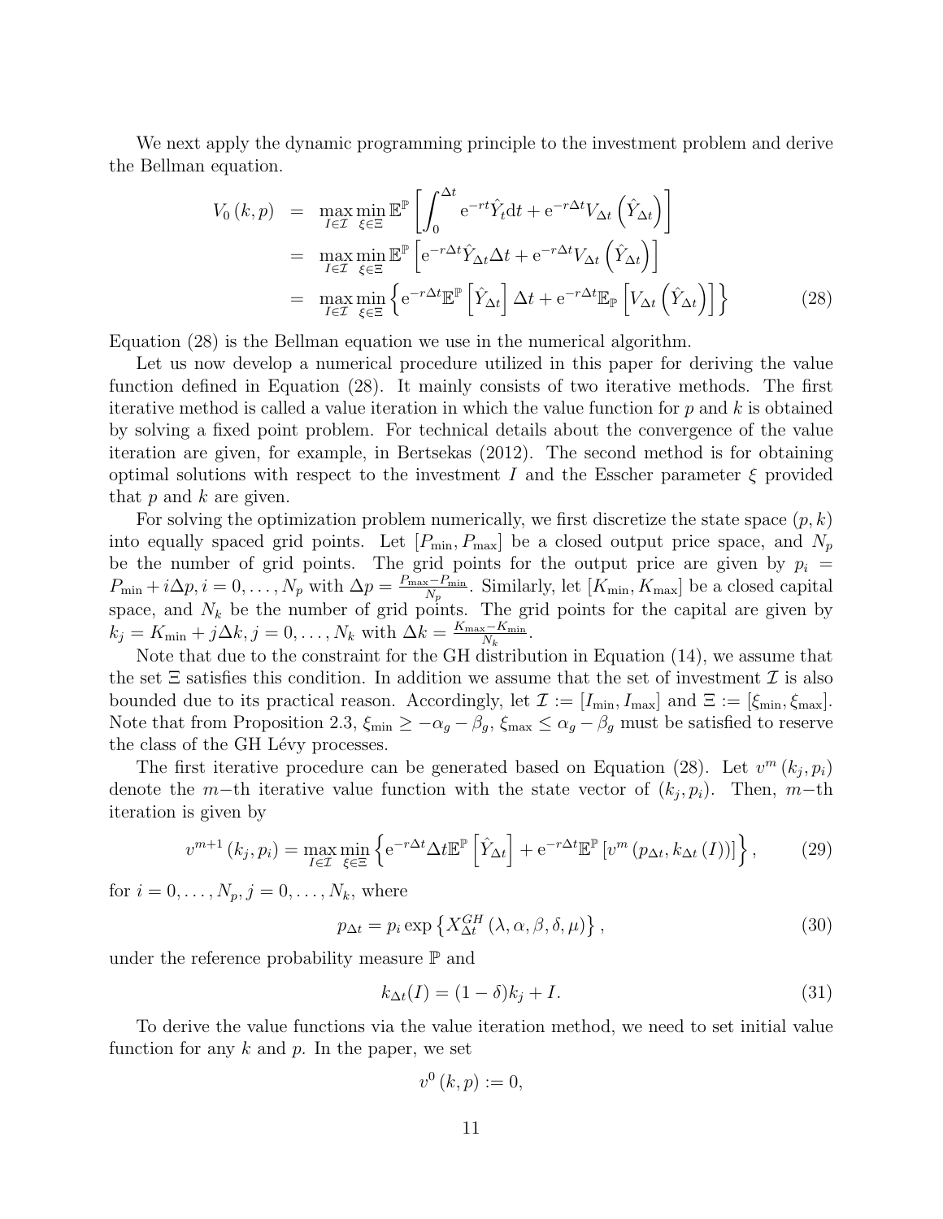We next apply the dynamic programming principle to the investment problem and derive the Bellman equation.

$$
\begin{aligned}
V_0(k,p) &= \max_{I\in\mathcal{I}}\min_{\xi\in\Xi}\mathbb{E}^{\mathbb{P}}\left[\int_0^{\Delta t}\mathrm{e}^{-rt}\hat{Y}_t\mathrm{d}t+\mathrm{e}^{-r\Delta t}V_{\Delta t}\left(\hat{Y}_{\Delta t}\right)\right]\\
&= \max_{I\in\mathcal{I}}\min_{\xi\in\Xi}\mathbb{E}^{\mathbb{P}}\left[\mathrm{e}^{-r\Delta t}\hat{Y}_{\Delta t}\Delta t+\mathrm{e}^{-r\Delta t}V_{\Delta t}\left(\hat{Y}_{\Delta t}\right)\right]\\
&= \max_{I\in\mathcal{I}}\min_{\xi\in\Xi}\left\{\mathrm{e}^{-r\Delta t}\mathbb{E}^{\mathbb{P}}\left[\hat{Y}_{\Delta t}\right]\Delta t+\mathrm{e}^{-r\Delta t}\mathbb{E}_{\mathbb{P}}\left[V_{\Delta t}\left(\hat{Y}_{\Delta t}\right)\right]\right\} \qquad (28)
\end{aligned}
$$

Equation (28) is the Bellman equation we use in the numerical algorithm.

Let us now develop a numerical procedure utilized in this paper for deriving the value function defined in Equation (28). It mainly consists of two iterative methods. The first iterative method is called a value iteration in which the value function for $p$ and $k$ is obtained by solving a fixed point problem. For technical details about the convergence of the value iteration are given, for example, in Bertsekas (2012). The second method is for obtaining optimal solutions with respect to the investment $I$ and the Esscher parameter $\xi$ provided that $p$ and $k$ are given.

For solving the optimization problem numerically, we first discretize the state space $(p,k)$ into equally spaced grid points. Let $[P_{\min}, P_{\max}]$ be a closed output price space, and $N_p$ be the number of grid points. The grid points for the output price are given by $p_i = P_{\min} + i\Delta p, i = 0,\dots,N_p$ with $\Delta p = \frac{P_{\max}-P_{\min}}{N_p}$. Similarly, let $[K_{\min}, K_{\max}]$ be a closed capital space, and $N_k$ be the number of grid points. The grid points for the capital are given by $k_j = K_{\min} + j\Delta k, j = 0,\dots,N_k$ with $\Delta k = \frac{K_{\max}-K_{\min}}{N_k}$.

Note that due to the constraint for the GH distribution in Equation (14), we assume that the set $\Xi$ satisfies this condition. In addition we assume that the set of investment $\mathcal{I}$ is also bounded due to its practical reason. Accordingly, let $\mathcal{I} := [I_{\min}, I_{\max}]$ and $\Xi := [\xi_{\min}, \xi_{\max}]$. Note that from Proposition 2.3, $\xi_{\min} \geq -\alpha_g - \beta_g$, $\xi_{\max} \leq \alpha_g - \beta_g$ must be satisfied to reserve the class of the GH Lévy processes.

The first iterative procedure can be generated based on Equation (28). Let $v^m(k_j, p_i)$ denote the $m-$th iterative value function with the state vector of $(k_j, p_i)$. Then, $m-$th iteration is given by

$$
v^{m+1}(k_j,p_i) = \max_{I\in\mathcal{I}}\min_{\xi\in\Xi}\left\{\mathrm{e}^{-r\Delta t}\Delta t\mathbb{E}^{\mathbb{P}}\left[\hat{Y}_{\Delta t}\right]+\mathrm{e}^{-r\Delta t}\mathbb{E}^{\mathbb{P}}\left[v^m\left(p_{\Delta t}, k_{\Delta t}(I)\right)\right]\right\}, \qquad (29)
$$

for $i = 0,\dots,N_p, j = 0,\dots,N_k$, where

$$
p_{\Delta t} = p_i \exp\left\{X_{\Delta t}^{GH}(\lambda,\alpha,\beta,\delta,\mu)\right\}, \qquad (30)
$$

under the reference probability measure $\mathbb{P}$ and

$$
k_{\Delta t}(I) = (1-\delta)k_j + I. \qquad (31)
$$

To derive the value functions via the value iteration method, we need to set initial value function for any $k$ and $p$. In the paper, we set

$$
v^0(k,p) := 0,
$$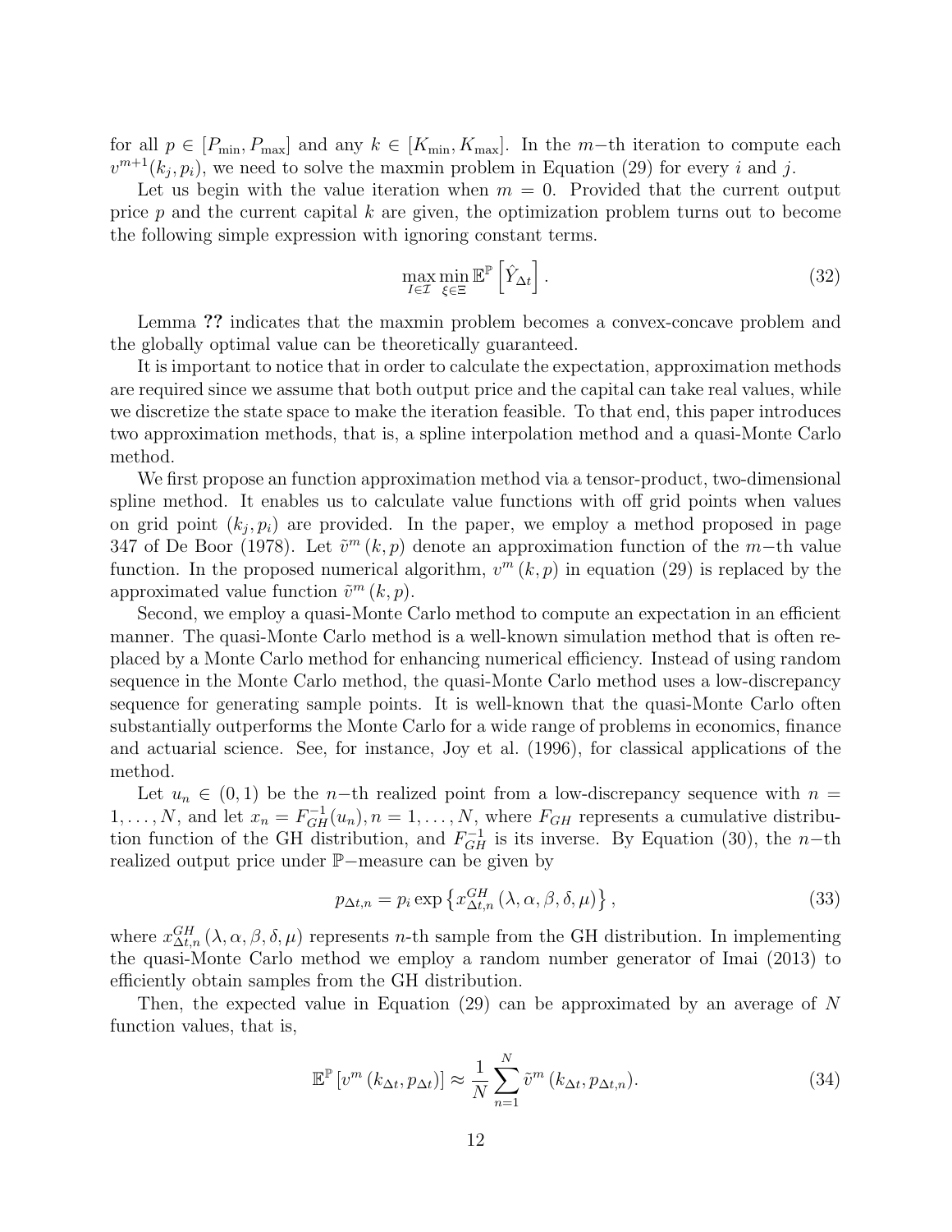for all $p \in [P_{\min}, P_{\max}]$ and any $k \in [K_{\min}, K_{\max}]$. In the $m-$th iteration to compute each $v^{m+1}(k_j, p_i)$, we need to solve the maxmin problem in Equation (29) for every $i$ and $j$.

Let us begin with the value iteration when $m = 0$. Provided that the current output price $p$ and the current capital $k$ are given, the optimization problem turns out to become the following simple expression with ignoring constant terms.

$$\max_{I \in \mathcal{I}} \min_{\xi \in \Xi} \mathbb{E}^{\mathbb{P}} \left[ \hat{Y}_{\Delta t} \right]. \tag{32}$$

Lemma ?? indicates that the maxmin problem becomes a convex-concave problem and the globally optimal value can be theoretically guaranteed.

It is important to notice that in order to calculate the expectation, approximation methods are required since we assume that both output price and the capital can take real values, while we discretize the state space to make the iteration feasible. To that end, this paper introduces two approximation methods, that is, a spline interpolation method and a quasi-Monte Carlo method.

We first propose an function approximation method via a tensor-product, two-dimensional spline method. It enables us to calculate value functions with off grid points when values on grid point $(k_j, p_i)$ are provided. In the paper, we employ a method proposed in page 347 of De Boor (1978). Let $\tilde{v}^m(k, p)$ denote an approximation function of the $m-$th value function. In the proposed numerical algorithm, $v^m(k, p)$ in equation (29) is replaced by the approximated value function $\tilde{v}^m(k, p)$.

Second, we employ a quasi-Monte Carlo method to compute an expectation in an efficient manner. The quasi-Monte Carlo method is a well-known simulation method that is often replaced by a Monte Carlo method for enhancing numerical efficiency. Instead of using random sequence in the Monte Carlo method, the quasi-Monte Carlo method uses a low-discrepancy sequence for generating sample points. It is well-known that the quasi-Monte Carlo often substantially outperforms the Monte Carlo for a wide range of problems in economics, finance and actuarial science. See, for instance, Joy et al. (1996), for classical applications of the method.

Let $u_n \in (0, 1)$ be the $n-$th realized point from a low-discrepancy sequence with $n = 1, \ldots, N$, and let $x_n = F_{GH}^{-1}(u_n), n = 1, \ldots, N$, where $F_{GH}$ represents a cumulative distribution function of the GH distribution, and $F_{GH}^{-1}$ is its inverse. By Equation (30), the $n-$th realized output price under $\mathbb{P}-$measure can be given by

$$p_{\Delta t, n} = p_i \exp\left\{ x_{\Delta t, n}^{GH}(\lambda, \alpha, \beta, \delta, \mu) \right\}, \tag{33}$$

where $x_{\Delta t, n}^{GH}(\lambda, \alpha, \beta, \delta, \mu)$ represents $n$-th sample from the GH distribution. In implementing the quasi-Monte Carlo method we employ a random number generator of Imai (2013) to efficiently obtain samples from the GH distribution.

Then, the expected value in Equation (29) can be approximated by an average of $N$ function values, that is,

$$\mathbb{E}^{\mathbb{P}}\left[ v^m(k_{\Delta t}, p_{\Delta t}) \right] \approx \frac{1}{N} \sum_{n=1}^{N} \tilde{v}^m(k_{\Delta t}, p_{\Delta t, n}). \tag{34}$$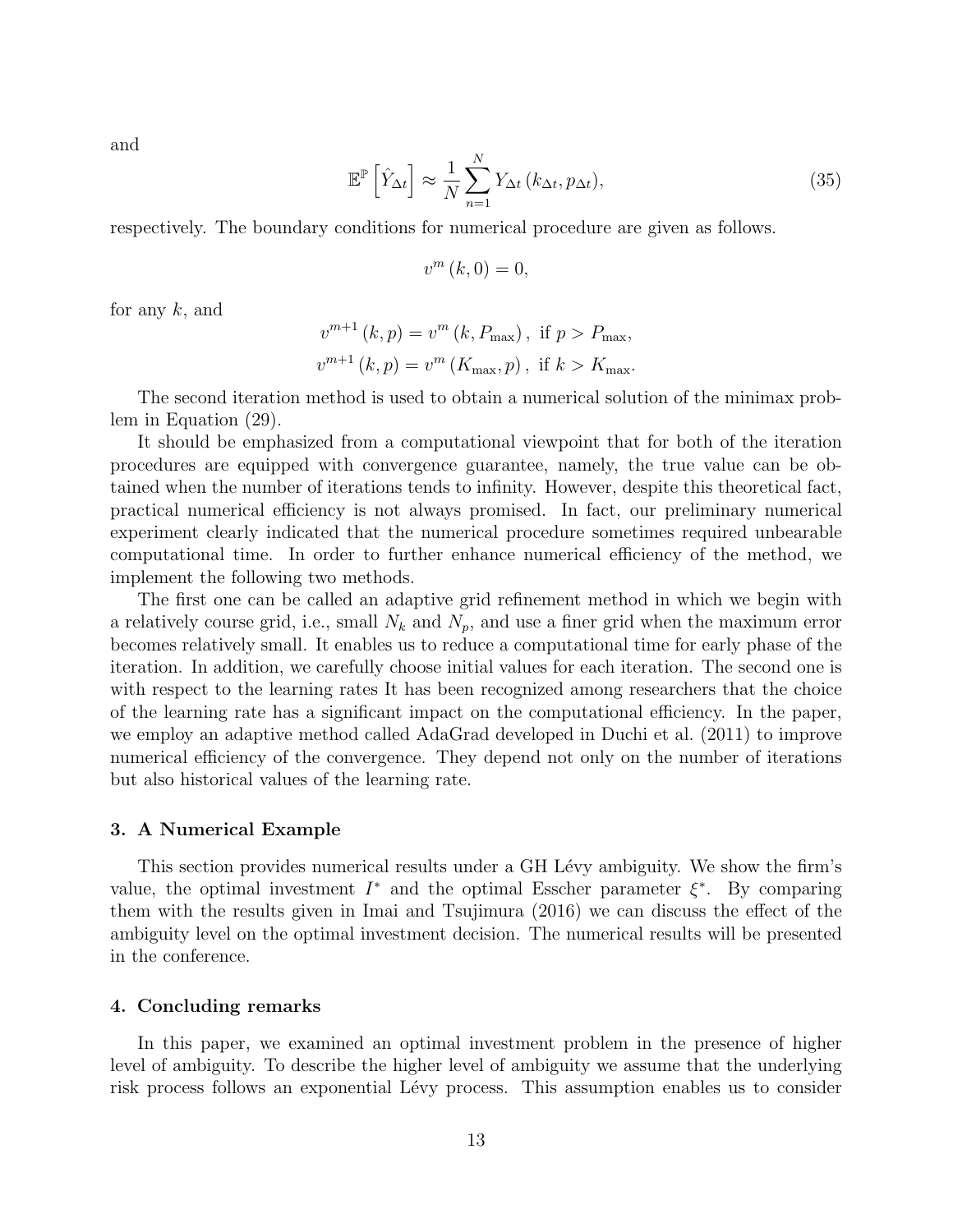and

$$\mathbb{E}^{\mathbb{P}}\left[\hat{Y}_{\Delta t}\right] \approx \frac{1}{N}\sum_{n=1}^{N} Y_{\Delta t}\left(k_{\Delta t}, p_{\Delta t}\right), \tag{35}$$

respectively. The boundary conditions for numerical procedure are given as follows.

$$v^m(k, 0) = 0,$$

for any $k$, and

$$v^{m+1}(k, p) = v^m(k, P_{\max}), \text{ if } p > P_{\max},$$
$$v^{m+1}(k, p) = v^m(K_{\max}, p), \text{ if } k > K_{\max}.$$

The second iteration method is used to obtain a numerical solution of the minimax problem in Equation (29).

It should be emphasized from a computational viewpoint that for both of the iteration procedures are equipped with convergence guarantee, namely, the true value can be obtained when the number of iterations tends to infinity. However, despite this theoretical fact, practical numerical efficiency is not always promised. In fact, our preliminary numerical experiment clearly indicated that the numerical procedure sometimes required unbearable computational time. In order to further enhance numerical efficiency of the method, we implement the following two methods.

The first one can be called an adaptive grid refinement method in which we begin with a relatively course grid, i.e., small $N_k$ and $N_p$, and use a finer grid when the maximum error becomes relatively small. It enables us to reduce a computational time for early phase of the iteration. In addition, we carefully choose initial values for each iteration. The second one is with respect to the learning rates It has been recognized among researchers that the choice of the learning rate has a significant impact on the computational efficiency. In the paper, we employ an adaptive method called AdaGrad developed in Duchi et al. (2011) to improve numerical efficiency of the convergence. They depend not only on the number of iterations but also historical values of the learning rate.

## 3. A Numerical Example

This section provides numerical results under a GH Lévy ambiguity. We show the firm's value, the optimal investment $I^*$ and the optimal Esscher parameter $\xi^*$. By comparing them with the results given in Imai and Tsujimura (2016) we can discuss the effect of the ambiguity level on the optimal investment decision. The numerical results will be presented in the conference.

## 4. Concluding remarks

In this paper, we examined an optimal investment problem in the presence of higher level of ambiguity. To describe the higher level of ambiguity we assume that the underlying risk process follows an exponential Lévy process. This assumption enables us to consider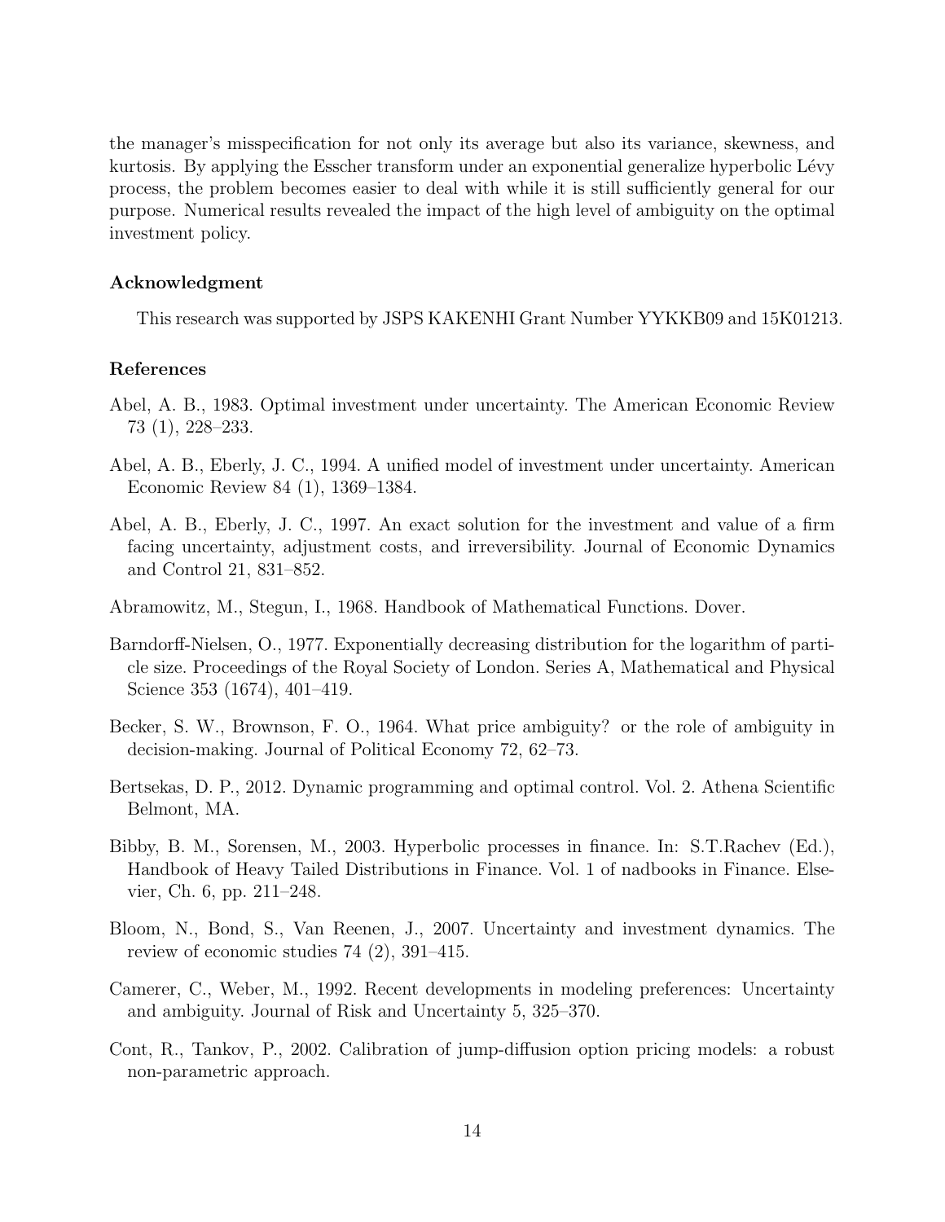the manager's misspecification for not only its average but also its variance, skewness, and kurtosis. By applying the Esscher transform under an exponential generalize hyperbolic Lévy process, the problem becomes easier to deal with while it is still sufficiently general for our purpose. Numerical results revealed the impact of the high level of ambiguity on the optimal investment policy.

### Acknowledgment

This research was supported by JSPS KAKENHI Grant Number YYKKB09 and 15K01213.

### References

Abel, A. B., 1983. Optimal investment under uncertainty. The American Economic Review 73 (1), 228–233.

Abel, A. B., Eberly, J. C., 1994. A unified model of investment under uncertainty. American Economic Review 84 (1), 1369–1384.

Abel, A. B., Eberly, J. C., 1997. An exact solution for the investment and value of a firm facing uncertainty, adjustment costs, and irreversibility. Journal of Economic Dynamics and Control 21, 831–852.

Abramowitz, M., Stegun, I., 1968. Handbook of Mathematical Functions. Dover.

Barndorff-Nielsen, O., 1977. Exponentially decreasing distribution for the logarithm of particle size. Proceedings of the Royal Society of London. Series A, Mathematical and Physical Science 353 (1674), 401–419.

Becker, S. W., Brownson, F. O., 1964. What price ambiguity? or the role of ambiguity in decision-making. Journal of Political Economy 72, 62–73.

Bertsekas, D. P., 2012. Dynamic programming and optimal control. Vol. 2. Athena Scientific Belmont, MA.

Bibby, B. M., Sorensen, M., 2003. Hyperbolic processes in finance. In: S.T.Rachev (Ed.), Handbook of Heavy Tailed Distributions in Finance. Vol. 1 of nadbooks in Finance. Elsevier, Ch. 6, pp. 211–248.

Bloom, N., Bond, S., Van Reenen, J., 2007. Uncertainty and investment dynamics. The review of economic studies 74 (2), 391–415.

Camerer, C., Weber, M., 1992. Recent developments in modeling preferences: Uncertainty and ambiguity. Journal of Risk and Uncertainty 5, 325–370.

Cont, R., Tankov, P., 2002. Calibration of jump-diffusion option pricing models: a robust non-parametric approach.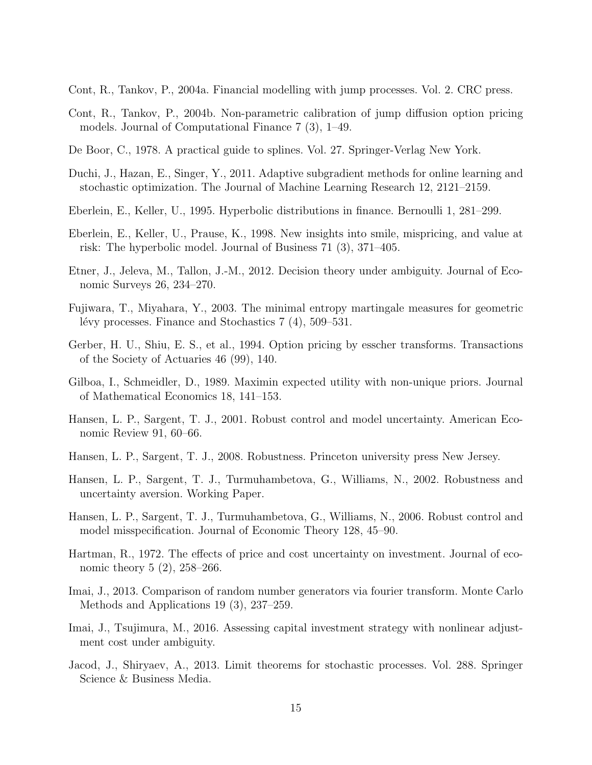Cont, R., Tankov, P., 2004a. Financial modelling with jump processes. Vol. 2. CRC press.

Cont, R., Tankov, P., 2004b. Non-parametric calibration of jump diffusion option pricing models. Journal of Computational Finance 7 (3), 1–49.

De Boor, C., 1978. A practical guide to splines. Vol. 27. Springer-Verlag New York.

Duchi, J., Hazan, E., Singer, Y., 2011. Adaptive subgradient methods for online learning and stochastic optimization. The Journal of Machine Learning Research 12, 2121–2159.

Eberlein, E., Keller, U., 1995. Hyperbolic distributions in finance. Bernoulli 1, 281–299.

Eberlein, E., Keller, U., Prause, K., 1998. New insights into smile, mispricing, and value at risk: The hyperbolic model. Journal of Business 71 (3), 371–405.

Etner, J., Jeleva, M., Tallon, J.-M., 2012. Decision theory under ambiguity. Journal of Economic Surveys 26, 234–270.

Fujiwara, T., Miyahara, Y., 2003. The minimal entropy martingale measures for geometric lévy processes. Finance and Stochastics 7 (4), 509–531.

Gerber, H. U., Shiu, E. S., et al., 1994. Option pricing by esscher transforms. Transactions of the Society of Actuaries 46 (99), 140.

Gilboa, I., Schmeidler, D., 1989. Maximin expected utility with non-unique priors. Journal of Mathematical Economics 18, 141–153.

Hansen, L. P., Sargent, T. J., 2001. Robust control and model uncertainty. American Economic Review 91, 60–66.

Hansen, L. P., Sargent, T. J., 2008. Robustness. Princeton university press New Jersey.

Hansen, L. P., Sargent, T. J., Turmuhambetova, G., Williams, N., 2002. Robustness and uncertainty aversion. Working Paper.

Hansen, L. P., Sargent, T. J., Turmuhambetova, G., Williams, N., 2006. Robust control and model misspecification. Journal of Economic Theory 128, 45–90.

Hartman, R., 1972. The effects of price and cost uncertainty on investment. Journal of economic theory 5 (2), 258–266.

Imai, J., 2013. Comparison of random number generators via fourier transform. Monte Carlo Methods and Applications 19 (3), 237–259.

Imai, J., Tsujimura, M., 2016. Assessing capital investment strategy with nonlinear adjustment cost under ambiguity.

Jacod, J., Shiryaev, A., 2013. Limit theorems for stochastic processes. Vol. 288. Springer Science & Business Media.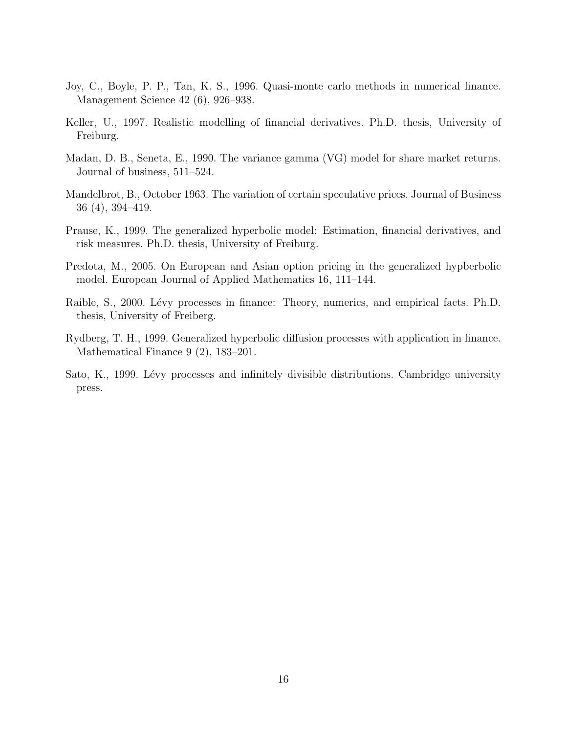Joy, C., Boyle, P. P., Tan, K. S., 1996. Quasi-monte carlo methods in numerical finance. Management Science 42 (6), 926–938.

Keller, U., 1997. Realistic modelling of financial derivatives. Ph.D. thesis, University of Freiburg.

Madan, D. B., Seneta, E., 1990. The variance gamma (VG) model for share market returns. Journal of business, 511–524.

Mandelbrot, B., October 1963. The variation of certain speculative prices. Journal of Business 36 (4), 394–419.

Prause, K., 1999. The generalized hyperbolic model: Estimation, financial derivatives, and risk measures. Ph.D. thesis, University of Freiburg.

Predota, M., 2005. On European and Asian option pricing in the generalized hypberbolic model. European Journal of Applied Mathematics 16, 111–144.

Raible, S., 2000. Lévy processes in finance: Theory, numerics, and empirical facts. Ph.D. thesis, University of Freiberg.

Rydberg, T. H., 1999. Generalized hyperbolic diffusion processes with application in finance. Mathematical Finance 9 (2), 183–201.

Sato, K., 1999. Lévy processes and infinitely divisible distributions. Cambridge university press.